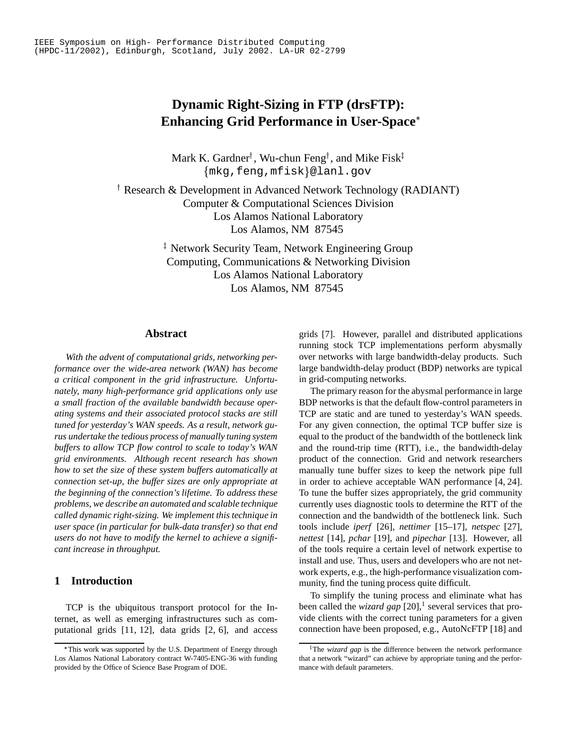IEEE Symposium on High- Performance Distributed Computing (HPDC-11/2002), Edinburgh, Scotland, July 2002. LA-UR 02-2799

# Dynamic Right-Sizing in FTP (drsFTP): Enhancing Grid Performance in User-Space*

Mark K. Gardner†, Wu-chun Feng†, and Mike Fisk‡
{mkg,feng,mfisk}@lanl.gov

† Research & Development in Advanced Network Technology (RADIANT)
Computer & Computational Sciences Division
Los Alamos National Laboratory
Los Alamos, NM 87545

‡ Network Security Team, Network Engineering Group
Computing, Communications & Networking Division
Los Alamos National Laboratory
Los Alamos, NM 87545

## Abstract

*With the advent of computational grids, networking performance over the wide-area network (WAN) has become a critical component in the grid infrastructure. Unfortunately, many high-performance grid applications only use a small fraction of the available bandwidth because operating systems and their associated protocol stacks are still tuned for yesterday's WAN speeds. As a result, network gurus undertake the tedious process of manually tuning system buffers to allow TCP flow control to scale to today's WAN grid environments. Although recent research has shown how to set the size of these system buffers automatically at connection set-up, the buffer sizes are only appropriate at the beginning of the connection's lifetime. To address these problems, we describe an automated and scalable technique called dynamic right-sizing. We implement this technique in user space (in particular for bulk-data transfer) so that end users do not have to modify the kernel to achieve a significant increase in throughput.*

## 1 Introduction

TCP is the ubiquitous transport protocol for the Internet, as well as emerging infrastructures such as computational grids [11, 12], data grids [2, 6], and access grids [7]. However, parallel and distributed applications running stock TCP implementations perform abysmally over networks with large bandwidth-delay products. Such large bandwidth-delay product (BDP) networks are typical in grid-computing networks.

The primary reason for the abysmal performance in large BDP networks is that the default flow-control parameters in TCP are static and are tuned to yesterday's WAN speeds. For any given connection, the optimal TCP buffer size is equal to the product of the bandwidth of the bottleneck link and the round-trip time (RTT), i.e., the bandwidth-delay product of the connection. Grid and network researchers manually tune buffer sizes to keep the network pipe full in order to achieve acceptable WAN performance [4, 24]. To tune the buffer sizes appropriately, the grid community currently uses diagnostic tools to determine the RTT of the connection and the bandwidth of the bottleneck link. Such tools include *iperf* [26], *nettimer* [15–17], *netspec* [27], *nettest* [14], *pchar* [19], and *pipechar* [13]. However, all of the tools require a certain level of network expertise to install and use. Thus, users and developers who are not network experts, e.g., the high-performance visualization community, find the tuning process quite difficult.

To simplify the tuning process and eliminate what has been called the *wizard gap* [20],[1] several services that provide clients with the correct tuning parameters for a given connection have been proposed, e.g., AutoNcFTP [18] and

*This work was supported by the U.S. Department of Energy through Los Alamos National Laboratory contract W-7405-ENG-36 with funding provided by the Office of Science Base Program of DOE.

[1] The *wizard gap* is the difference between the network performance that a network "wizard" can achieve by appropriate tuning and the performance with default parameters.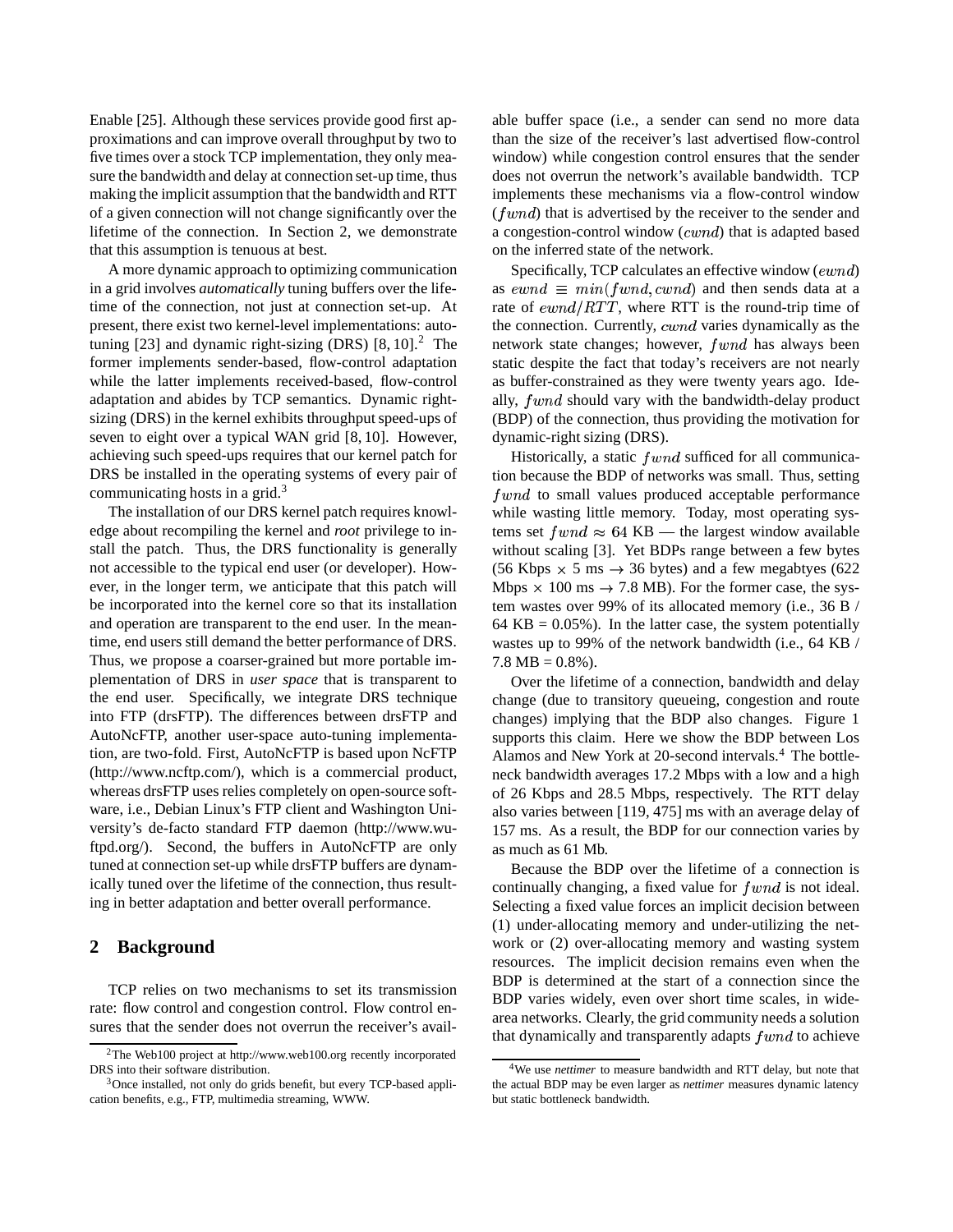Enable [25]. Although these services provide good first approximations and can improve overall throughput by two to five times over a stock TCP implementation, they only measure the bandwidth and delay at connection set-up time, thus making the implicit assumption that the bandwidth and RTT of a given connection will not change significantly over the lifetime of the connection. In Section 2, we demonstrate that this assumption is tenuous at best.

A more dynamic approach to optimizing communication in a grid involves *automatically* tuning buffers over the lifetime of the connection, not just at connection set-up. At present, there exist two kernel-level implementations: auto-tuning [23] and dynamic right-sizing (DRS) [8, 10].[2] The former implements sender-based, flow-control adaptation while the latter implements received-based, flow-control adaptation and abides by TCP semantics. Dynamic right-sizing (DRS) in the kernel exhibits throughput speed-ups of seven to eight over a typical WAN grid [8, 10]. However, achieving such speed-ups requires that our kernel patch for DRS be installed in the operating systems of every pair of communicating hosts in a grid.[3]

The installation of our DRS kernel patch requires knowledge about recompiling the kernel and *root* privilege to install the patch. Thus, the DRS functionality is generally not accessible to the typical end user (or developer). However, in the longer term, we anticipate that this patch will be incorporated into the kernel core so that its installation and operation are transparent to the end user. In the meantime, end users still demand the better performance of DRS. Thus, we propose a coarser-grained but more portable implementation of DRS in *user space* that is transparent to the end user. Specifically, we integrate DRS technique into FTP (drsFTP). The differences between drsFTP and AutoNcFTP, another user-space auto-tuning implementation, are two-fold. First, AutoNcFTP is based upon NcFTP (http://www.ncftp.com/), which is a commercial product, whereas drsFTP uses relies completely on open-source software, i.e., Debian Linux's FTP client and Washington University's de-facto standard FTP daemon (http://www.wu-ftpd.org/). Second, the buffers in AutoNcFTP are only tuned at connection set-up while drsFTP buffers are dynamically tuned over the lifetime of the connection, thus resulting in better adaptation and better overall performance.

## 2 Background

TCP relies on two mechanisms to set its transmission rate: flow control and congestion control. Flow control ensures that the sender does not overrun the receiver's available buffer space (i.e., a sender can send no more data than the size of the receiver's last advertised flow-control window) while congestion control ensures that the sender does not overrun the network's available bandwidth. TCP implements these mechanisms via a flow-control window ($fwnd$) that is advertised by the receiver to the sender and a congestion-control window ($cwnd$) that is adapted based on the inferred state of the network.

Specifically, TCP calculates an effective window ($ewnd$) as $ewnd \equiv min(fwnd, cwnd)$ and then sends data at a rate of $ewnd/RTT$, where RTT is the round-trip time of the connection. Currently, $cwnd$ varies dynamically as the network state changes; however, $fwnd$ has always been static despite the fact that today's receivers are not nearly as buffer-constrained as they were twenty years ago. Ideally, $fwnd$ should vary with the bandwidth-delay product (BDP) of the connection, thus providing the motivation for dynamic-right sizing (DRS).

Historically, a static $fwnd$ sufficed for all communication because the BDP of networks was small. Thus, setting $fwnd$ to small values produced acceptable performance while wasting little memory. Today, most operating systems set $fwnd \approx 64$ KB — the largest window available without scaling [3]. Yet BDPs range between a few bytes (56 Kbps $\times$ 5 ms $\rightarrow$ 36 bytes) and a few megabtyes (622 Mbps $\times$ 100 ms $\rightarrow$ 7.8 MB). For the former case, the system wastes over 99% of its allocated memory (i.e., 36 B / 64 KB = 0.05%). In the latter case, the system potentially wastes up to 99% of the network bandwidth (i.e., 64 KB / 7.8 MB = 0.8%).

Over the lifetime of a connection, bandwidth and delay change (due to transitory queueing, congestion and route changes) implying that the BDP also changes. Figure 1 supports this claim. Here we show the BDP between Los Alamos and New York at 20-second intervals.[4] The bottleneck bandwidth averages 17.2 Mbps with a low and a high of 26 Kbps and 28.5 Mbps, respectively. The RTT delay also varies between [119, 475] ms with an average delay of 157 ms. As a result, the BDP for our connection varies by as much as 61 Mb.

Because the BDP over the lifetime of a connection is continually changing, a fixed value for $fwnd$ is not ideal. Selecting a fixed value forces an implicit decision between (1) under-allocating memory and under-utilizing the network or (2) over-allocating memory and wasting system resources. The implicit decision remains even when the BDP is determined at the start of a connection since the BDP varies widely, even over short time scales, in wide-area networks. Clearly, the grid community needs a solution that dynamically and transparently adapts $fwnd$ to achieve

[2] The Web100 project at http://www.web100.org recently incorporated DRS into their software distribution.

[3] Once installed, not only do grids benefit, but every TCP-based application benefits, e.g., FTP, multimedia streaming, WWW.

[4] We use *nettimer* to measure bandwidth and RTT delay, but note that the actual BDP may be even larger as *nettimer* measures dynamic latency but static bottleneck bandwidth.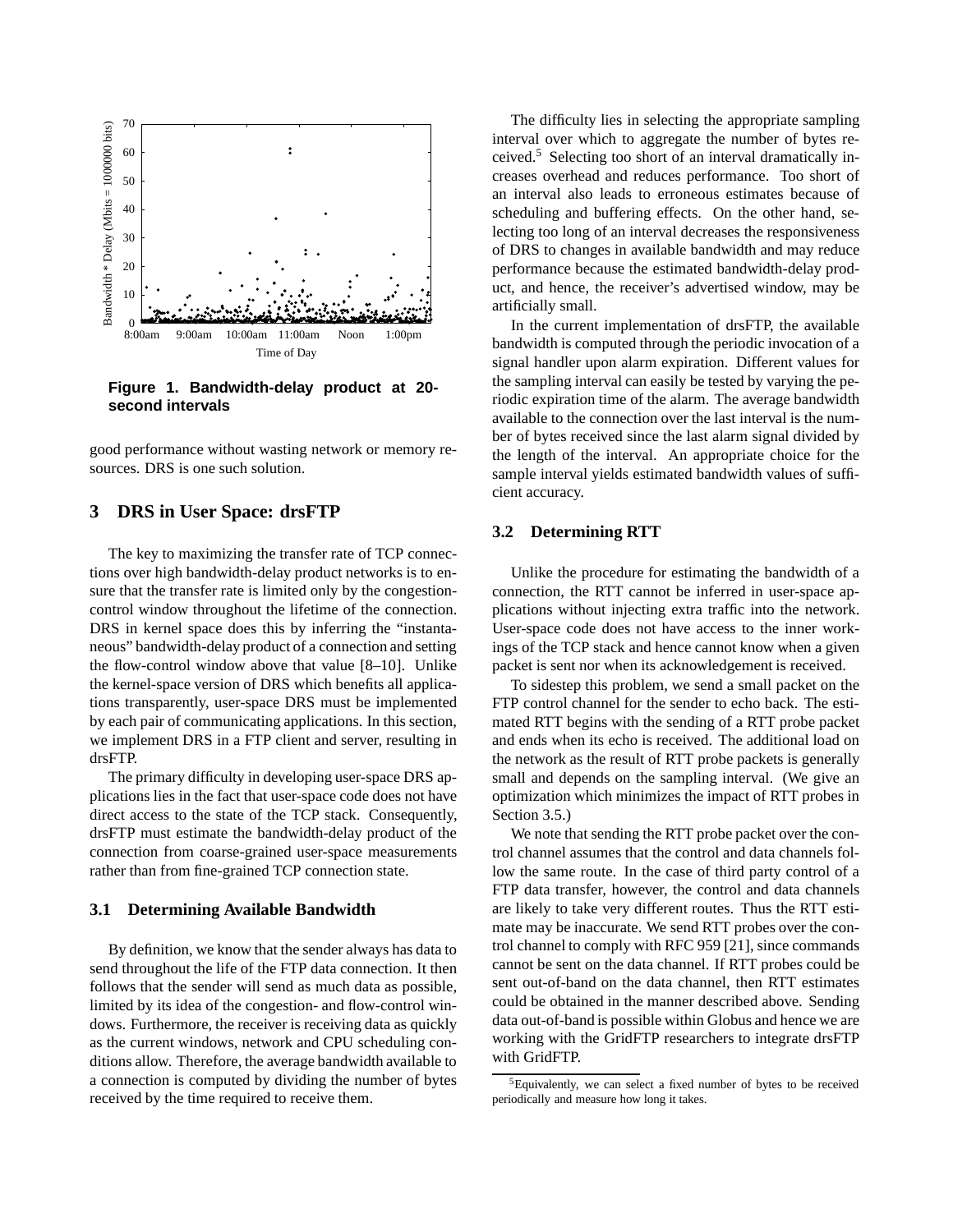**Figure 1. Bandwidth-delay product at 20-second intervals**

good performance without wasting network or memory resources. DRS is one such solution.

## 3 DRS in User Space: drsFTP

The key to maximizing the transfer rate of TCP connections over high bandwidth-delay product networks is to ensure that the transfer rate is limited only by the congestion-control window throughout the lifetime of the connection. DRS in kernel space does this by inferring the "instantaneous" bandwidth-delay product of a connection and setting the flow-control window above that value [8–10]. Unlike the kernel-space version of DRS which benefits all applications transparently, user-space DRS must be implemented by each pair of communicating applications. In this section, we implement DRS in a FTP client and server, resulting in drsFTP.

The primary difficulty in developing user-space DRS applications lies in the fact that user-space code does not have direct access to the state of the TCP stack. Consequently, drsFTP must estimate the bandwidth-delay product of the connection from coarse-grained user-space measurements rather than from fine-grained TCP connection state.

### 3.1 Determining Available Bandwidth

By definition, we know that the sender always has data to send throughout the life of the FTP data connection. It then follows that the sender will send as much data as possible, limited by its idea of the congestion- and flow-control windows. Furthermore, the receiver is receiving data as quickly as the current windows, network and CPU scheduling conditions allow. Therefore, the average bandwidth available to a connection is computed by dividing the number of bytes received by the time required to receive them.

The difficulty lies in selecting the appropriate sampling interval over which to aggregate the number of bytes received.[5] Selecting too short of an interval dramatically increases overhead and reduces performance. Too short of an interval also leads to erroneous estimates because of scheduling and buffering effects. On the other hand, selecting too long of an interval decreases the responsiveness of DRS to changes in available bandwidth and may reduce performance because the estimated bandwidth-delay product, and hence, the receiver's advertised window, may be artificially small.

In the current implementation of drsFTP, the available bandwidth is computed through the periodic invocation of a signal handler upon alarm expiration. Different values for the sampling interval can easily be tested by varying the periodic expiration time of the alarm. The average bandwidth available to the connection over the last interval is the number of bytes received since the last alarm signal divided by the length of the interval. An appropriate choice for the sample interval yields estimated bandwidth values of sufficient accuracy.

### 3.2 Determining RTT

Unlike the procedure for estimating the bandwidth of a connection, the RTT cannot be inferred in user-space applications without injecting extra traffic into the network. User-space code does not have access to the inner workings of the TCP stack and hence cannot know when a given packet is sent nor when its acknowledgement is received.

To sidestep this problem, we send a small packet on the FTP control channel for the sender to echo back. The estimated RTT begins with the sending of a RTT probe packet and ends when its echo is received. The additional load on the network as the result of RTT probe packets is generally small and depends on the sampling interval. (We give an optimization which minimizes the impact of RTT probes in Section 3.5.)

We note that sending the RTT probe packet over the control channel assumes that the control and data channels follow the same route. In the case of third party control of a FTP data transfer, however, the control and data channels are likely to take very different routes. Thus the RTT estimate may be inaccurate. We send RTT probes over the control channel to comply with RFC 959 [21], since commands cannot be sent on the data channel. If RTT probes could be sent out-of-band on the data channel, then RTT estimates could be obtained in the manner described above. Sending data out-of-band is possible within Globus and hence we are working with the GridFTP researchers to integrate drsFTP with GridFTP.

[5] Equivalently, we can select a fixed number of bytes to be received periodically and measure how long it takes.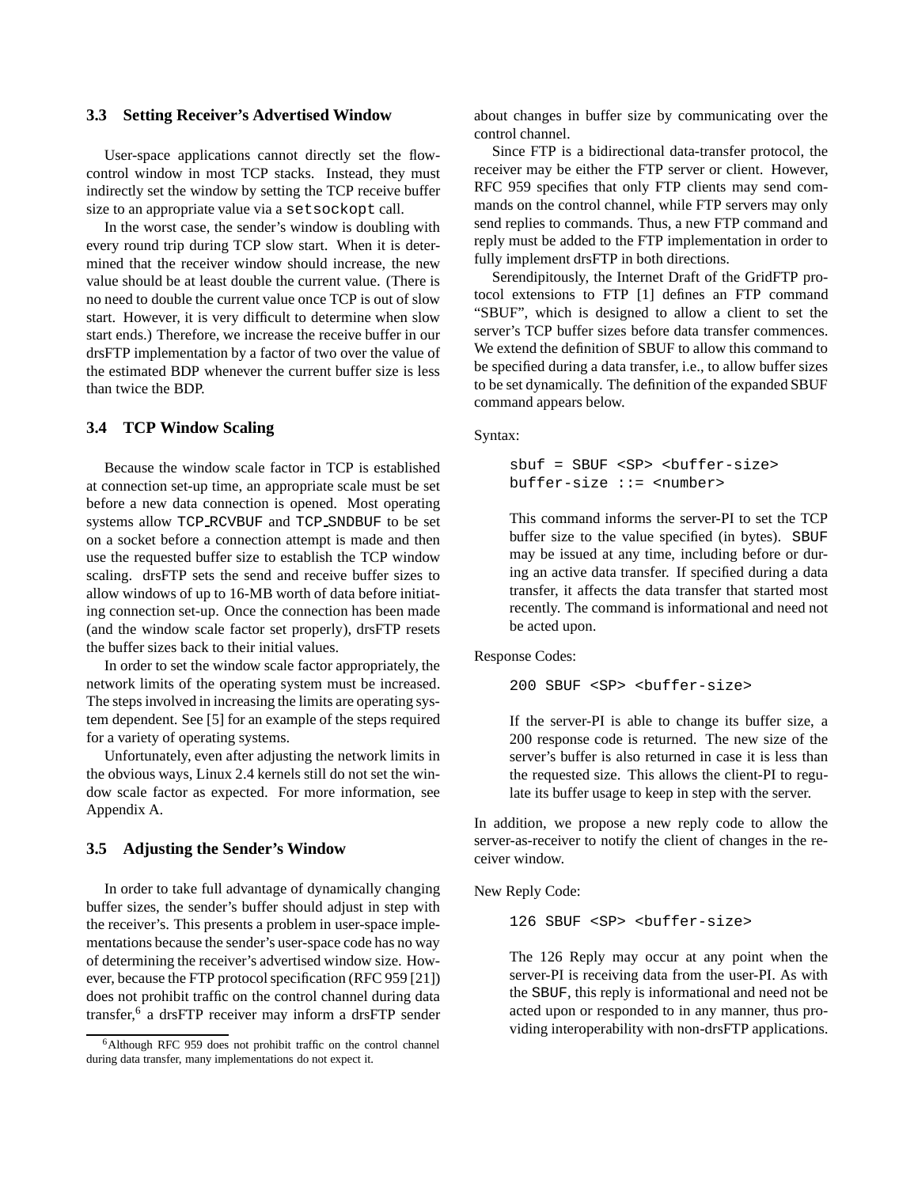### 3.3 Setting Receiver's Advertised Window

User-space applications cannot directly set the flow-control window in most TCP stacks. Instead, they must indirectly set the window by setting the TCP receive buffer size to an appropriate value via a `setsockopt` call.

In the worst case, the sender's window is doubling with every round trip during TCP slow start. When it is determined that the receiver window should increase, the new value should be at least double the current value. (There is no need to double the current value once TCP is out of slow start. However, it is very difficult to determine when slow start ends.) Therefore, we increase the receive buffer in our drsFTP implementation by a factor of two over the value of the estimated BDP whenever the current buffer size is less than twice the BDP.

### 3.4 TCP Window Scaling

Because the window scale factor in TCP is established at connection set-up time, an appropriate scale must be set before a new data connection is opened. Most operating systems allow `TCP_RCVBUF` and `TCP_SNDBUF` to be set on a socket before a connection attempt is made and then use the requested buffer size to establish the TCP window scaling. drsFTP sets the send and receive buffer sizes to allow windows of up to 16-MB worth of data before initiating connection set-up. Once the connection has been made (and the window scale factor set properly), drsFTP resets the buffer sizes back to their initial values.

In order to set the window scale factor appropriately, the network limits of the operating system must be increased. The steps involved in increasing the limits are operating system dependent. See [5] for an example of the steps required for a variety of operating systems.

Unfortunately, even after adjusting the network limits in the obvious ways, Linux 2.4 kernels still do not set the window scale factor as expected. For more information, see Appendix A.

### 3.5 Adjusting the Sender's Window

In order to take full advantage of dynamically changing buffer sizes, the sender's buffer should adjust in step with the receiver's. This presents a problem in user-space implementations because the sender's user-space code has no way of determining the receiver's advertised window size. However, because the FTP protocol specification (RFC 959 [21]) does not prohibit traffic on the control channel during data transfer,[6] a drsFTP receiver may inform a drsFTP sender about changes in buffer size by communicating over the control channel.

Since FTP is a bidirectional data-transfer protocol, the receiver may be either the FTP server or client. However, RFC 959 specifies that only FTP clients may send commands on the control channel, while FTP servers may only send replies to commands. Thus, a new FTP command and reply must be added to the FTP implementation in order to fully implement drsFTP in both directions.

Serendipitously, the Internet Draft of the GridFTP protocol extensions to FTP [1] defines an FTP command "SBUF", which is designed to allow a client to set the server's TCP buffer sizes before data transfer commences. We extend the definition of SBUF to allow this command to be specified during a data transfer, i.e., to allow buffer sizes to be set dynamically. The definition of the expanded SBUF command appears below.

Syntax:

```
sbuf = SBUF <SP> <buffer-size>
buffer-size ::= <number>
```

> This command informs the server-PI to set the TCP buffer size to the value specified (in bytes). `SBUF` may be issued at any time, including before or during an active data transfer. If specified during a data transfer, it affects the data transfer that started most recently. The command is informational and need not be acted upon.

Response Codes:

```
200 SBUF <SP> <buffer-size>
```

> If the server-PI is able to change its buffer size, a 200 response code is returned. The new size of the server's buffer is also returned in case it is less than the requested size. This allows the client-PI to regulate its buffer usage to keep in step with the server.

In addition, we propose a new reply code to allow the server-as-receiver to notify the client of changes in the receiver window.

New Reply Code:

```
126 SBUF <SP> <buffer-size>
```

> The 126 Reply may occur at any point when the server-PI is receiving data from the user-PI. As with the `SBUF`, this reply is informational and need not be acted upon or responded to in any manner, thus providing interoperability with non-drsFTP applications.

[6] Although RFC 959 does not prohibit traffic on the control channel during data transfer, many implementations do not expect it.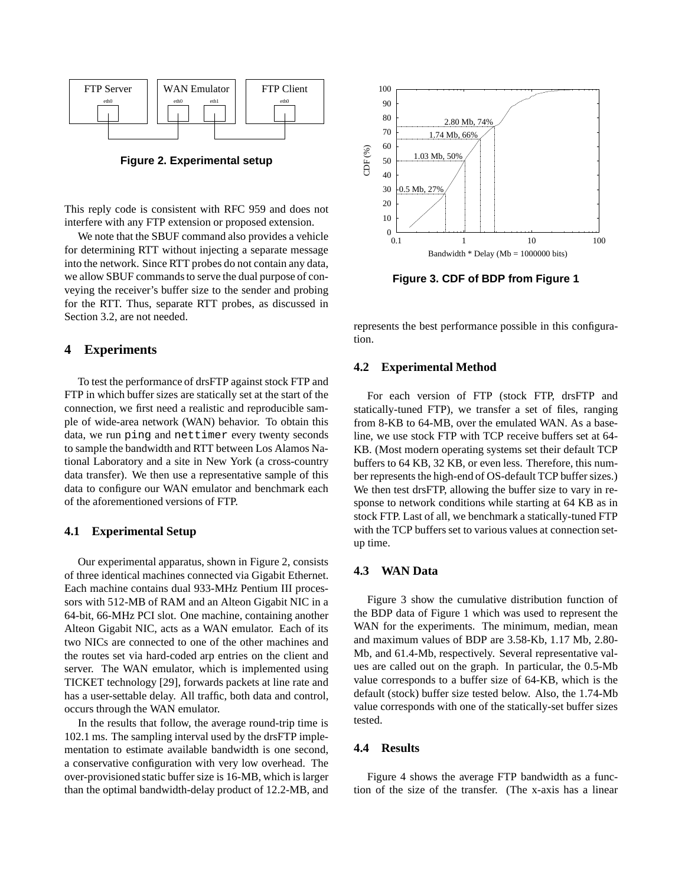Figure 2. Experimental setup

This reply code is consistent with RFC 959 and does not interfere with any FTP extension or proposed extension.

We note that the SBUF command also provides a vehicle for determining RTT without injecting a separate message into the network. Since RTT probes do not contain any data, we allow SBUF commands to serve the dual purpose of conveying the receiver's buffer size to the sender and probing for the RTT. Thus, separate RTT probes, as discussed in Section 3.2, are not needed.

## 4 Experiments

To test the performance of drsFTP against stock FTP and FTP in which buffer sizes are statically set at the start of the connection, we first need a realistic and reproducible sample of wide-area network (WAN) behavior. To obtain this data, we run `ping` and `nettimer` every twenty seconds to sample the bandwidth and RTT between Los Alamos National Laboratory and a site in New York (a cross-country data transfer). We then use a representative sample of this data to configure our WAN emulator and benchmark each of the aforementioned versions of FTP.

### 4.1 Experimental Setup

Our experimental apparatus, shown in Figure 2, consists of three identical machines connected via Gigabit Ethernet. Each machine contains dual 933-MHz Pentium III processors with 512-MB of RAM and an Alteon Gigabit NIC in a 64-bit, 66-MHz PCI slot. One machine, containing another Alteon Gigabit NIC, acts as a WAN emulator. Each of its two NICs are connected to one of the other machines and the routes set via hard-coded arp entries on the client and server. The WAN emulator, which is implemented using TICKET technology [29], forwards packets at line rate and has a user-settable delay. All traffic, both data and control, occurs through the WAN emulator.

In the results that follow, the average round-trip time is 102.1 ms. The sampling interval used by the drsFTP implementation to estimate available bandwidth is one second, a conservative configuration with very low overhead. The over-provisioned static buffer size is 16-MB, which is larger than the optimal bandwidth-delay product of 12.2-MB, and represents the best performance possible in this configuration.

Figure 3. CDF of BDP from Figure 1

### 4.2 Experimental Method

For each version of FTP (stock FTP, drsFTP and statically-tuned FTP), we transfer a set of files, ranging from 8-KB to 64-MB, over the emulated WAN. As a baseline, we use stock FTP with TCP receive buffers set at 64-KB. (Most modern operating systems set their default TCP buffers to 64 KB, 32 KB, or even less. Therefore, this number represents the high-end of OS-default TCP buffer sizes.) We then test drsFTP, allowing the buffer size to vary in response to network conditions while starting at 64 KB as in stock FTP. Last of all, we benchmark a statically-tuned FTP with the TCP buffers set to various values at connection set-up time.

### 4.3 WAN Data

Figure 3 show the cumulative distribution function of the BDP data of Figure 1 which was used to represent the WAN for the experiments. The minimum, median, mean and maximum values of BDP are 3.58-Kb, 1.17 Mb, 2.80-Mb, and 61.4-Mb, respectively. Several representative values are called out on the graph. In particular, the 0.5-Mb value corresponds to a buffer size of 64-KB, which is the default (stock) buffer size tested below. Also, the 1.74-Mb value corresponds with one of the statically-set buffer sizes tested.

### 4.4 Results

Figure 4 shows the average FTP bandwidth as a function of the size of the transfer. (The x-axis has a linear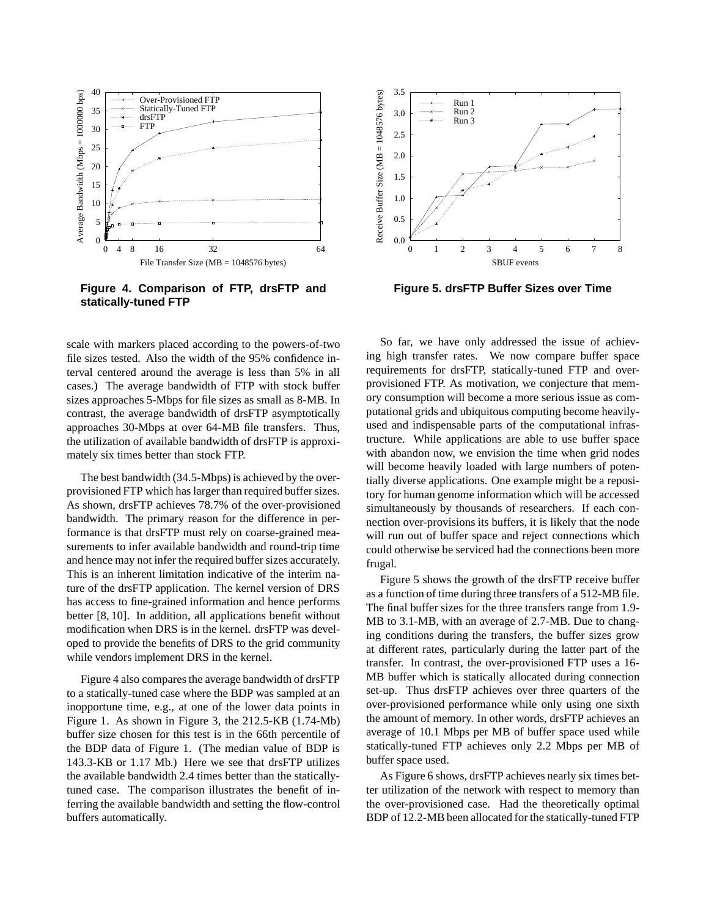**Figure 4. Comparison of FTP, drsFTP and statically-tuned FTP**

**Figure 5. drsFTP Buffer Sizes over Time**

scale with markers placed according to the powers-of-two file sizes tested. Also the width of the 95% confidence interval centered around the average is less than 5% in all cases.) The average bandwidth of FTP with stock buffer sizes approaches 5-Mbps for file sizes as small as 8-MB. In contrast, the average bandwidth of drsFTP asymptotically approaches 30-Mbps at over 64-MB file transfers. Thus, the utilization of available bandwidth of drsFTP is approximately six times better than stock FTP.

The best bandwidth (34.5-Mbps) is achieved by the over-provisioned FTP which has larger than required buffer sizes. As shown, drsFTP achieves 78.7% of the over-provisioned bandwidth. The primary reason for the difference in performance is that drsFTP must rely on coarse-grained measurements to infer available bandwidth and round-trip time and hence may not infer the required buffer sizes accurately. This is an inherent limitation indicative of the interim nature of the drsFTP application. The kernel version of DRS has access to fine-grained information and hence performs better [8, 10]. In addition, all applications benefit without modification when DRS is in the kernel. drsFTP was developed to provide the benefits of DRS to the grid community while vendors implement DRS in the kernel.

Figure 4 also compares the average bandwidth of drsFTP to a statically-tuned case where the BDP was sampled at an inopportune time, e.g., at one of the lower data points in Figure 1. As shown in Figure 3, the 212.5-KB (1.74-Mb) buffer size chosen for this test is in the 66th percentile of the BDP data of Figure 1. (The median value of BDP is 143.3-KB or 1.17 Mb.) Here we see that drsFTP utilizes the available bandwidth 2.4 times better than the statically-tuned case. The comparison illustrates the benefit of inferring the available bandwidth and setting the flow-control buffers automatically.

So far, we have only addressed the issue of achieving high transfer rates. We now compare buffer space requirements for drsFTP, statically-tuned FTP and over-provisioned FTP. As motivation, we conjecture that memory consumption will become a more serious issue as computational grids and ubiquitous computing become heavily-used and indispensable parts of the computational infrastructure. While applications are able to use buffer space with abandon now, we envision the time when grid nodes will become heavily loaded with large numbers of potentially diverse applications. One example might be a repository for human genome information which will be accessed simultaneously by thousands of researchers. If each connection over-provisions its buffers, it is likely that the node will run out of buffer space and reject connections which could otherwise be serviced had the connections been more frugal.

Figure 5 shows the growth of the drsFTP receive buffer as a function of time during three transfers of a 512-MB file. The final buffer sizes for the three transfers range from 1.9-MB to 3.1-MB, with an average of 2.7-MB. Due to changing conditions during the transfers, the buffer sizes grow at different rates, particularly during the latter part of the transfer. In contrast, the over-provisioned FTP uses a 16-MB buffer which is statically allocated during connection set-up. Thus drsFTP achieves over three quarters of the over-provisioned performance while only using one sixth the amount of memory. In other words, drsFTP achieves an average of 10.1 Mbps per MB of buffer space used while statically-tuned FTP achieves only 2.2 Mbps per MB of buffer space used.

As Figure 6 shows, drsFTP achieves nearly six times better utilization of the network with respect to memory than the over-provisioned case. Had the theoretically optimal BDP of 12.2-MB been allocated for the statically-tuned FTP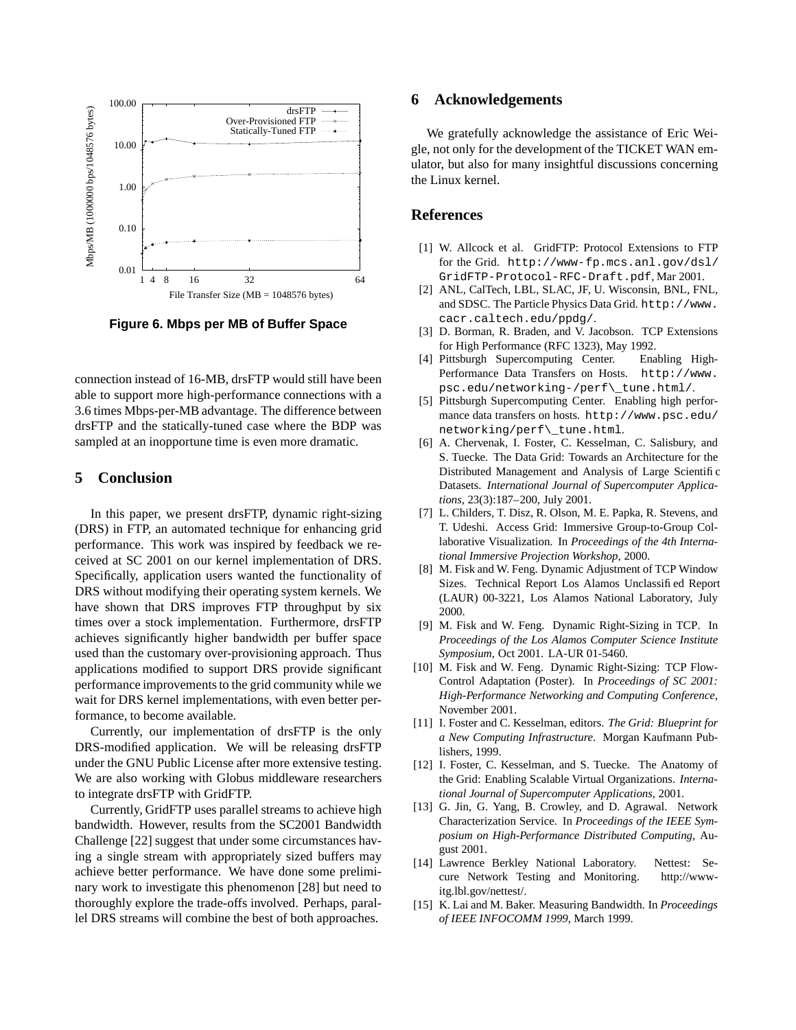Figure 6. Mbps per MB of Buffer Space

connection instead of 16-MB, drsFTP would still have been able to support more high-performance connections with a 3.6 times Mbps-per-MB advantage. The difference between drsFTP and the statically-tuned case where the BDP was sampled at an inopportune time is even more dramatic.

## 5 Conclusion

In this paper, we present drsFTP, dynamic right-sizing (DRS) in FTP, an automated technique for enhancing grid performance. This work was inspired by feedback we received at SC 2001 on our kernel implementation of DRS. Specifically, application users wanted the functionality of DRS without modifying their operating system kernels. We have shown that DRS improves FTP throughput by six times over a stock implementation. Furthermore, drsFTP achieves significantly higher bandwidth per buffer space used than the customary over-provisioning approach. Thus applications modified to support DRS provide significant performance improvements to the grid community while we wait for DRS kernel implementations, with even better performance, to become available.

Currently, our implementation of drsFTP is the only DRS-modified application. We will be releasing drsFTP under the GNU Public License after more extensive testing. We are also working with Globus middleware researchers to integrate drsFTP with GridFTP.

Currently, GridFTP uses parallel streams to achieve high bandwidth. However, results from the SC2001 Bandwidth Challenge [22] suggest that under some circumstances having a single stream with appropriately sized buffers may achieve better performance. We have done some preliminary work to investigate this phenomenon [28] but need to thoroughly explore the trade-offs involved. Perhaps, parallel DRS streams will combine the best of both approaches.

## 6 Acknowledgements

We gratefully acknowledge the assistance of Eric Weigle, not only for the development of the TICKET WAN emulator, but also for many insightful discussions concerning the Linux kernel.

## References

[1] W. Allcock et al. GridFTP: Protocol Extensions to FTP for the Grid. `http://www-fp.mcs.anl.gov/dsl/GridFTP-Protocol-RFC-Draft.pdf`, Mar 2001.

[2] ANL, CalTech, LBL, SLAC, JF, U. Wisconsin, BNL, FNL, and SDSC. The Particle Physics Data Grid. `http://www.cacr.caltech.edu/ppdg/`.

[3] D. Borman, R. Braden, and V. Jacobson. TCP Extensions for High Performance (RFC 1323), May 1992.

[4] Pittsburgh Supercomputing Center. Enabling High-Performance Data Transfers on Hosts. `http://www.psc.edu/networking-/perf\_tune.html/`.

[5] Pittsburgh Supercomputing Center. Enabling high performance data transfers on hosts. `http://www.psc.edu/networking/perf\_tune.html`.

[6] A. Chervenak, I. Foster, C. Kesselman, C. Salisbury, and S. Tuecke. The Data Grid: Towards an Architecture for the Distributed Management and Analysis of Large Scientific Datasets. *International Journal of Supercomputer Applications*, 23(3):187–200, July 2001.

[7] L. Childers, T. Disz, R. Olson, M. E. Papka, R. Stevens, and T. Udeshi. Access Grid: Immersive Group-to-Group Collaborative Visualization. In *Proceedings of the 4th International Immersive Projection Workshop*, 2000.

[8] M. Fisk and W. Feng. Dynamic Adjustment of TCP Window Sizes. Technical Report Los Alamos Unclassified Report (LAUR) 00-3221, Los Alamos National Laboratory, July 2000.

[9] M. Fisk and W. Feng. Dynamic Right-Sizing in TCP. In *Proceedings of the Los Alamos Computer Science Institute Symposium*, Oct 2001. LA-UR 01-5460.

[10] M. Fisk and W. Feng. Dynamic Right-Sizing: TCP Flow-Control Adaptation (Poster). In *Proceedings of SC 2001: High-Performance Networking and Computing Conference*, November 2001.

[11] I. Foster and C. Kesselman, editors. *The Grid: Blueprint for a New Computing Infrastructure*. Morgan Kaufmann Publishers, 1999.

[12] I. Foster, C. Kesselman, and S. Tuecke. The Anatomy of the Grid: Enabling Scalable Virtual Organizations. *International Journal of Supercomputer Applications*, 2001.

[13] G. Jin, G. Yang, B. Crowley, and D. Agrawal. Network Characterization Service. In *Proceedings of the IEEE Symposium on High-Performance Distributed Computing*, August 2001.

[14] Lawrence Berkley National Laboratory. Nettest: Secure Network Testing and Monitoring. http://www-itg.lbl.gov/nettest/.

[15] K. Lai and M. Baker. Measuring Bandwidth. In *Proceedings of IEEE INFOCOMM 1999*, March 1999.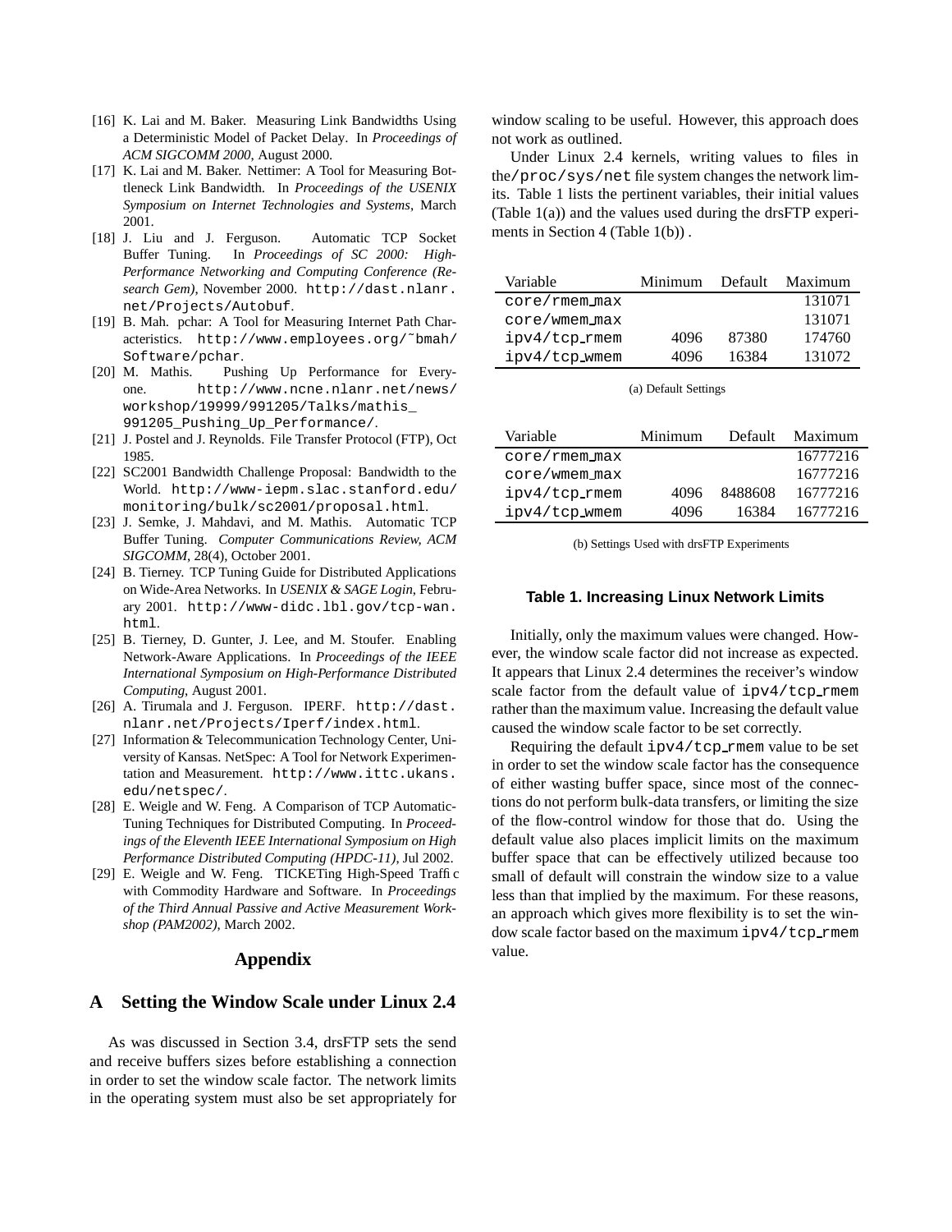[16] K. Lai and M. Baker. Measuring Link Bandwidths Using a Deterministic Model of Packet Delay. In *Proceedings of ACM SIGCOMM 2000*, August 2000.

[17] K. Lai and M. Baker. Nettimer: A Tool for Measuring Bottleneck Link Bandwidth. In *Proceedings of the USENIX Symposium on Internet Technologies and Systems*, March 2001.

[18] J. Liu and J. Ferguson. Automatic TCP Socket Buffer Tuning. In *Proceedings of SC 2000: High-Performance Networking and Computing Conference (Research Gem)*, November 2000. `http://dast.nlanr.net/Projects/Autobuf`.

[19] B. Mah. pchar: A Tool for Measuring Internet Path Characteristics. `http://www.employees.org/~bmah/Software/pchar`.

[20] M. Mathis. Pushing Up Performance for Everyone. `http://www.ncne.nlanr.net/news/workshop/19999/991205/Talks/mathis_991205_Pushing_Up_Performance/`.

[21] J. Postel and J. Reynolds. File Transfer Protocol (FTP), Oct 1985.

[22] SC2001 Bandwidth Challenge Proposal: Bandwidth to the World. `http://www-iepm.slac.stanford.edu/monitoring/bulk/sc2001/proposal.html`.

[23] J. Semke, J. Mahdavi, and M. Mathis. Automatic TCP Buffer Tuning. *Computer Communications Review, ACM SIGCOMM*, 28(4), October 2001.

[24] B. Tierney. TCP Tuning Guide for Distributed Applications on Wide-Area Networks. In *USENIX & SAGE Login*, February 2001. `http://www-didc.lbl.gov/tcp-wan.html`.

[25] B. Tierney, D. Gunter, J. Lee, and M. Stoufer. Enabling Network-Aware Applications. In *Proceedings of the IEEE International Symposium on High-Performance Distributed Computing*, August 2001.

[26] A. Tirumala and J. Ferguson. IPERF. `http://dast.nlanr.net/Projects/Iperf/index.html`.

[27] Information & Telecommunication Technology Center, University of Kansas. NetSpec: A Tool for Network Experimentation and Measurement. `http://www.ittc.ukans.edu/netspec/`.

[28] E. Weigle and W. Feng. A Comparison of TCP Automatic-Tuning Techniques for Distributed Computing. In *Proceedings of the Eleventh IEEE International Symposium on High Performance Distributed Computing (HPDC-11)*, Jul 2002.

[29] E. Weigle and W. Feng. TICKETing High-Speed Traffic with Commodity Hardware and Software. In *Proceedings of the Third Annual Passive and Active Measurement Workshop (PAM2002)*, March 2002.

# Appendix

## A Setting the Window Scale under Linux 2.4

As was discussed in Section 3.4, drsFTP sets the send and receive buffers sizes before establishing a connection in order to set the window scale factor. The network limits in the operating system must also be set appropriately for window scaling to be useful. However, this approach does not work as outlined.

Under Linux 2.4 kernels, writing values to files in the `/proc/sys/net` file system changes the network limits. Table 1 lists the pertinent variables, their initial values (Table 1(a)) and the values used during the drsFTP experiments in Section 4 (Table 1(b)) .

| Variable | Minimum | Default | Maximum |
|---|---|---|---|
| `core/rmem_max` | | | 131071 |
| `core/wmem_max` | | | 131071 |
| `ipv4/tcp_rmem` | 4096 | 87380 | 174760 |
| `ipv4/tcp_wmem` | 4096 | 16384 | 131072 |

(a) Default Settings

| Variable | Minimum | Default | Maximum |
|---|---|---|---|
| `core/rmem_max` | | | 16777216 |
| `core/wmem_max` | | | 16777216 |
| `ipv4/tcp_rmem` | 4096 | 8488608 | 16777216 |
| `ipv4/tcp_wmem` | 4096 | 16384 | 16777216 |

(b) Settings Used with drsFTP Experiments

**Table 1. Increasing Linux Network Limits**

Initially, only the maximum values were changed. However, the window scale factor did not increase as expected. It appears that Linux 2.4 determines the receiver's window scale factor from the default value of `ipv4/tcp_rmem` rather than the maximum value. Increasing the default value caused the window scale factor to be set correctly.

Requiring the default `ipv4/tcp_rmem` value to be set in order to set the window scale factor has the consequence of either wasting buffer space, since most of the connections do not perform bulk-data transfers, or limiting the size of the flow-control window for those that do. Using the default value also places implicit limits on the maximum buffer space that can be effectively utilized because too small of default will constrain the window size to a value less than that implied by the maximum. For these reasons, an approach which gives more flexibility is to set the window scale factor based on the maximum `ipv4/tcp_rmem` value.